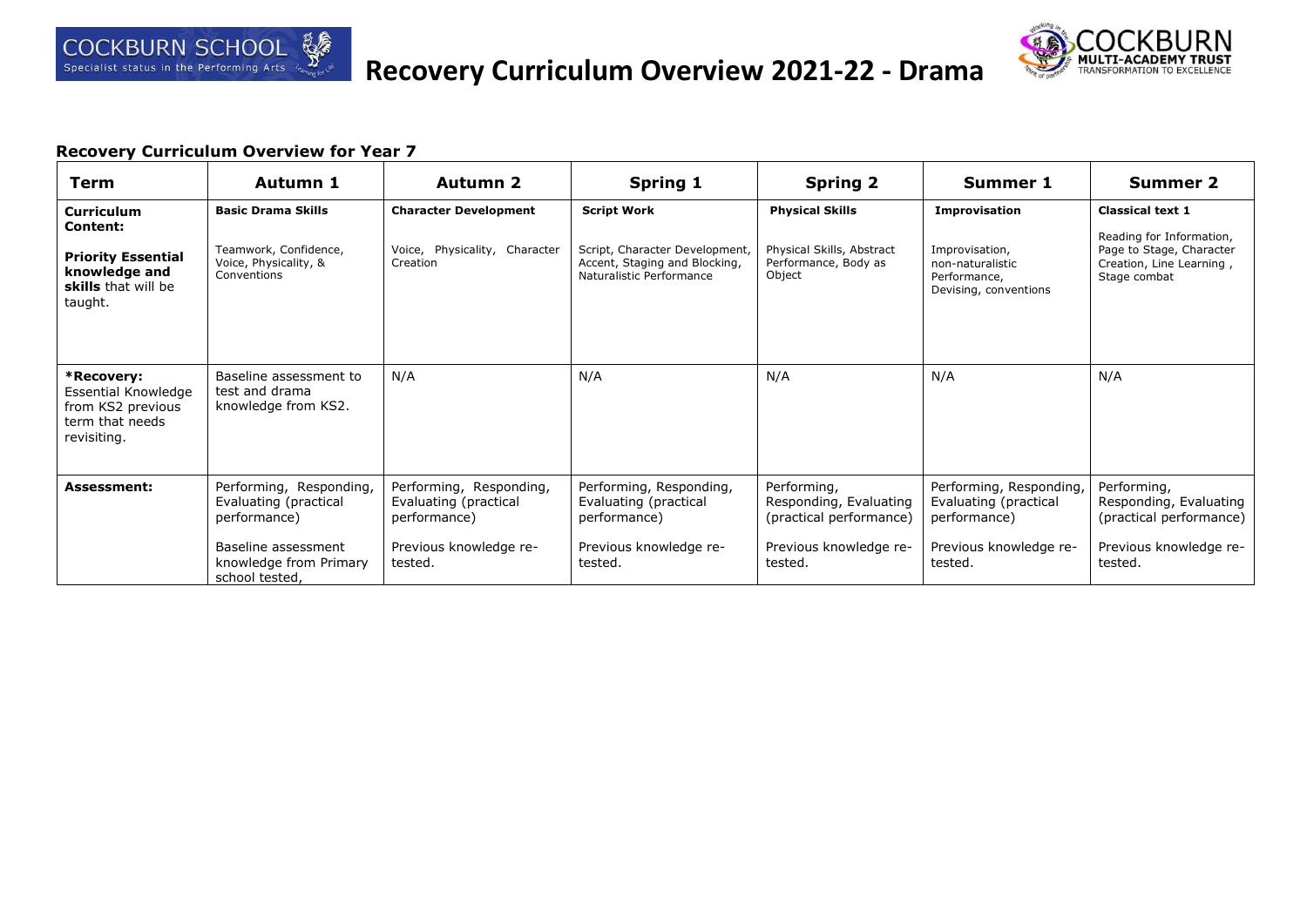# Recovery Curriculum Overview 2021-22 - Drama

### Recovery Curriculum Overview for Year 7

| Term | Autumn 1 | Autumn 2 | Spring 1 | Spring 2 | Summer 1 | Summer 2 |
|---|---|---|---|---|---|---|
| **Curriculum Content:**<br><br>**Priority Essential knowledge and skills** that will be taught. | **Basic Drama Skills**<br><br>Teamwork, Confidence, Voice, Physicality, & Conventions | **Character Development**<br><br>Voice, Physicality, Character Creation | **Script Work**<br><br>Script, Character Development, Accent, Staging and Blocking, Naturalistic Performance | **Physical Skills**<br><br>Physical Skills, Abstract Performance, Body as Object | **Improvisation**<br><br>Improvisation, non-naturalistic Performance, Devising, conventions | **Classical text 1**<br><br>Reading for Information, Page to Stage, Character Creation, Line Learning , Stage combat |
| ***Recovery:**<br>Essential Knowledge from KS2 previous term that needs revisiting. | Baseline assessment to test and drama knowledge from KS2. | N/A | N/A | N/A | N/A | N/A |
| **Assessment:** | Performing, Responding, Evaluating (practical performance)<br><br>Baseline assessment knowledge from Primary school tested, | Performing, Responding, Evaluating (practical performance)<br><br>Previous knowledge re-tested. | Performing, Responding, Evaluating (practical performance)<br><br>Previous knowledge re-tested. | Performing, Responding, Evaluating (practical performance)<br><br>Previous knowledge re-tested. | Performing, Responding, Evaluating (practical performance)<br><br>Previous knowledge re-tested. | Performing, Responding, Evaluating (practical performance)<br><br>Previous knowledge re-tested. |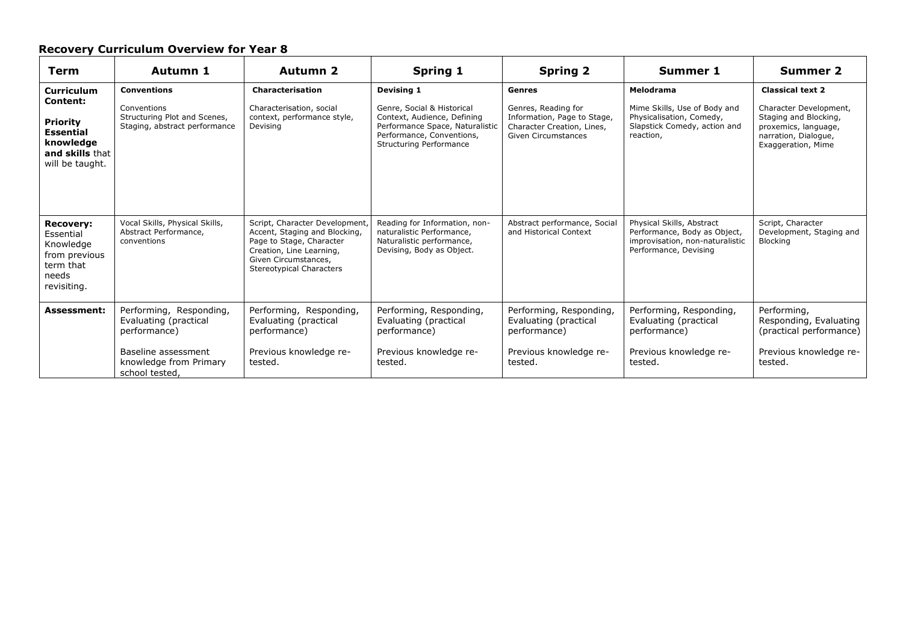## Recovery Curriculum Overview for Year 8

| Term | Autumn 1 | Autumn 2 | Spring 1 | Spring 2 | Summer 1 | Summer 2 |
|---|---|---|---|---|---|---|
| **Curriculum Content:** **Priority Essential knowledge and skills** that will be taught. | **Conventions** Conventions Structuring Plot and Scenes, Staging, abstract performance | **Characterisation** Characterisation, social context, performance style, Devising | **Devising 1** Genre, Social & Historical Context, Audience, Defining Performance Space, Naturalistic Performance, Conventions, Structuring Performance | **Genres** Genres, Reading for Information, Page to Stage, Character Creation, Lines, Given Circumstances | **Melodrama** Mime Skills, Use of Body and Physicalisation, Comedy, Slapstick Comedy, action and reaction, | **Classical text 2** Character Development, Staging and Blocking, proxemics, language, narration, Dialogue, Exaggeration, Mime |
| **Recovery:** Essential Knowledge from previous term that needs revisiting. | Vocal Skills, Physical Skills, Abstract Performance, conventions | Script, Character Development, Accent, Staging and Blocking, Page to Stage, Character Creation, Line Learning, Given Circumstances, Stereotypical Characters | Reading for Information, non-naturalistic Performance, Naturalistic performance, Devising, Body as Object. | Abstract performance, Social and Historical Context | Physical Skills, Abstract Performance, Body as Object, improvisation, non-naturalistic Performance, Devising | Script, Character Development, Staging and Blocking |
| **Assessment:** | Performing, Responding, Evaluating (practical performance) Baseline assessment knowledge from Primary school tested, | Performing, Responding, Evaluating (practical performance) Previous knowledge re-tested. | Performing, Responding, Evaluating (practical performance) Previous knowledge re-tested. | Performing, Responding, Evaluating (practical performance) Previous knowledge re-tested. | Performing, Responding, Evaluating (practical performance) Previous knowledge re-tested. | Performing, Responding, Evaluating (practical performance) Previous knowledge re-tested. |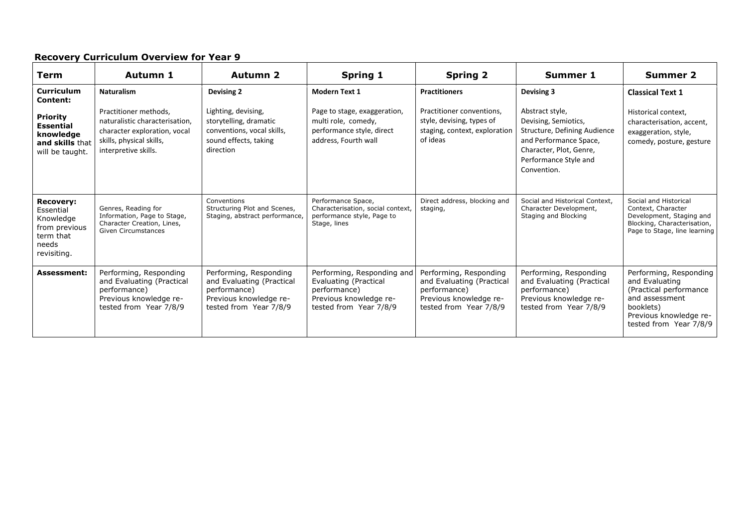**Recovery Curriculum Overview for Year 9**

| Term | Autumn 1 | Autumn 2 | Spring 1 | Spring 2 | Summer 1 | Summer 2 |
|---|---|---|---|---|---|---|
| **Curriculum Content:**<br><br>**Priority Essential knowledge and skills** that will be taught. | **Naturalism**<br><br>Practitioner methods, naturalistic characterisation, character exploration, vocal skills, physical skills, interpretive skills. | **Devising 2**<br><br>Lighting, devising, storytelling, dramatic conventions, vocal skills, sound effects, taking direction | **Modern Text 1**<br><br>Page to stage, exaggeration, multi role, comedy, performance style, direct address, Fourth wall | **Practitioners**<br><br>Practitioner conventions, style, devising, types of staging, context, exploration of ideas | **Devising 3**<br><br>Abstract style, Devising, Semiotics, Structure, Defining Audience and Performance Space, Character, Plot, Genre, Performance Style and Convention. | **Classical Text 1**<br><br>Historical context, characterisation, accent, exaggeration, style, comedy, posture, gesture |
| **Recovery:** Essential Knowledge from previous term that needs revisiting. | Genres, Reading for Information, Page to Stage, Character Creation, Lines, Given Circumstances | Conventions Structuring Plot and Scenes, Staging, abstract performance, | Performance Space, Characterisation, social context, performance style, Page to Stage, lines | Direct address, blocking and staging, | Social and Historical Context, Character Development, Staging and Blocking | Social and Historical Context, Character Development, Staging and Blocking, Characterisation, Page to Stage, line learning |
| **Assessment:** | Performing, Responding and Evaluating (Practical performance) Previous knowledge re-tested from Year 7/8/9 | Performing, Responding and Evaluating (Practical performance) Previous knowledge re-tested from Year 7/8/9 | Performing, Responding and Evaluating (Practical performance) Previous knowledge re-tested from Year 7/8/9 | Performing, Responding and Evaluating (Practical performance) Previous knowledge re-tested from Year 7/8/9 | Performing, Responding and Evaluating (Practical performance) Previous knowledge re-tested from Year 7/8/9 | Performing, Responding and Evaluating (Practical performance and assessment booklets) Previous knowledge re-tested from Year 7/8/9 |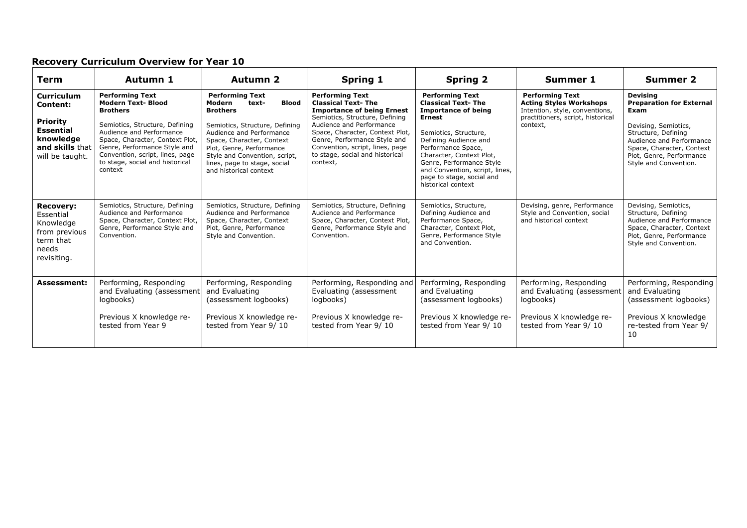## Recovery Curriculum Overview for Year 10

| Term | Autumn 1 | Autumn 2 | Spring 1 | Spring 2 | Summer 1 | Summer 2 |
|---|---|---|---|---|---|---|
| **Curriculum Content:**<br><br>**Priority Essential knowledge and skills** that will be taught. | **Performing Text**<br>**Modern Text- Blood Brothers**<br><br>Semiotics, Structure, Defining Audience and Performance Space, Character, Context Plot, Genre, Performance Style and Convention, script, lines, page to stage, social and historical context | **Performing Text**<br>**Modern text- Blood Brothers**<br><br>Semiotics, Structure, Defining Audience and Performance Space, Character, Context Plot, Genre, Performance Style and Convention, script, lines, page to stage, social and historical context | **Performing Text**<br>**Classical Text- The Importance of being Ernest**<br>Semiotics, Structure, Defining Audience and Performance Space, Character, Context Plot, Genre, Performance Style and Convention, script, lines, page to stage, social and historical context, | **Performing Text**<br>**Classical Text- The Importance of being Ernest**<br><br>Semiotics, Structure, Defining Audience and Performance Space, Character, Context Plot, Genre, Performance Style and Convention, script, lines, page to stage, social and historical context | **Performing Text**<br>**Acting Styles Workshops**<br>Intention, style, conventions, practitioners, script, historical context, | **Devising**<br>**Preparation for External Exam**<br><br>Devising, Semiotics, Structure, Defining Audience and Performance Space, Character, Context Plot, Genre, Performance Style and Convention. |
| **Recovery:** Essential Knowledge from previous term that needs revisiting. | Semiotics, Structure, Defining Audience and Performance Space, Character, Context Plot, Genre, Performance Style and Convention. | Semiotics, Structure, Defining Audience and Performance Space, Character, Context Plot, Genre, Performance Style and Convention. | Semiotics, Structure, Defining Audience and Performance Space, Character, Context Plot, Genre, Performance Style and Convention. | Semiotics, Structure, Defining Audience and Performance Space, Character, Context Plot, Genre, Performance Style and Convention. | Devising, genre, Performance Style and Convention, social and historical context | Devising, Semiotics, Structure, Defining Audience and Performance Space, Character, Context Plot, Genre, Performance Style and Convention. |
| **Assessment:** | Performing, Responding and Evaluating (assessment logbooks)<br><br>Previous X knowledge re-tested from Year 9 | Performing, Responding and Evaluating (assessment logbooks)<br><br>Previous X knowledge re-tested from Year 9/ 10 | Performing, Responding and Evaluating (assessment logbooks)<br><br>Previous X knowledge re-tested from Year 9/ 10 | Performing, Responding and Evaluating (assessment logbooks)<br><br>Previous X knowledge re-tested from Year 9/ 10 | Performing, Responding and Evaluating (assessment logbooks)<br><br>Previous X knowledge re-tested from Year 9/ 10 | Performing, Responding and Evaluating (assessment logbooks)<br><br>Previous X knowledge re-tested from Year 9/ 10 |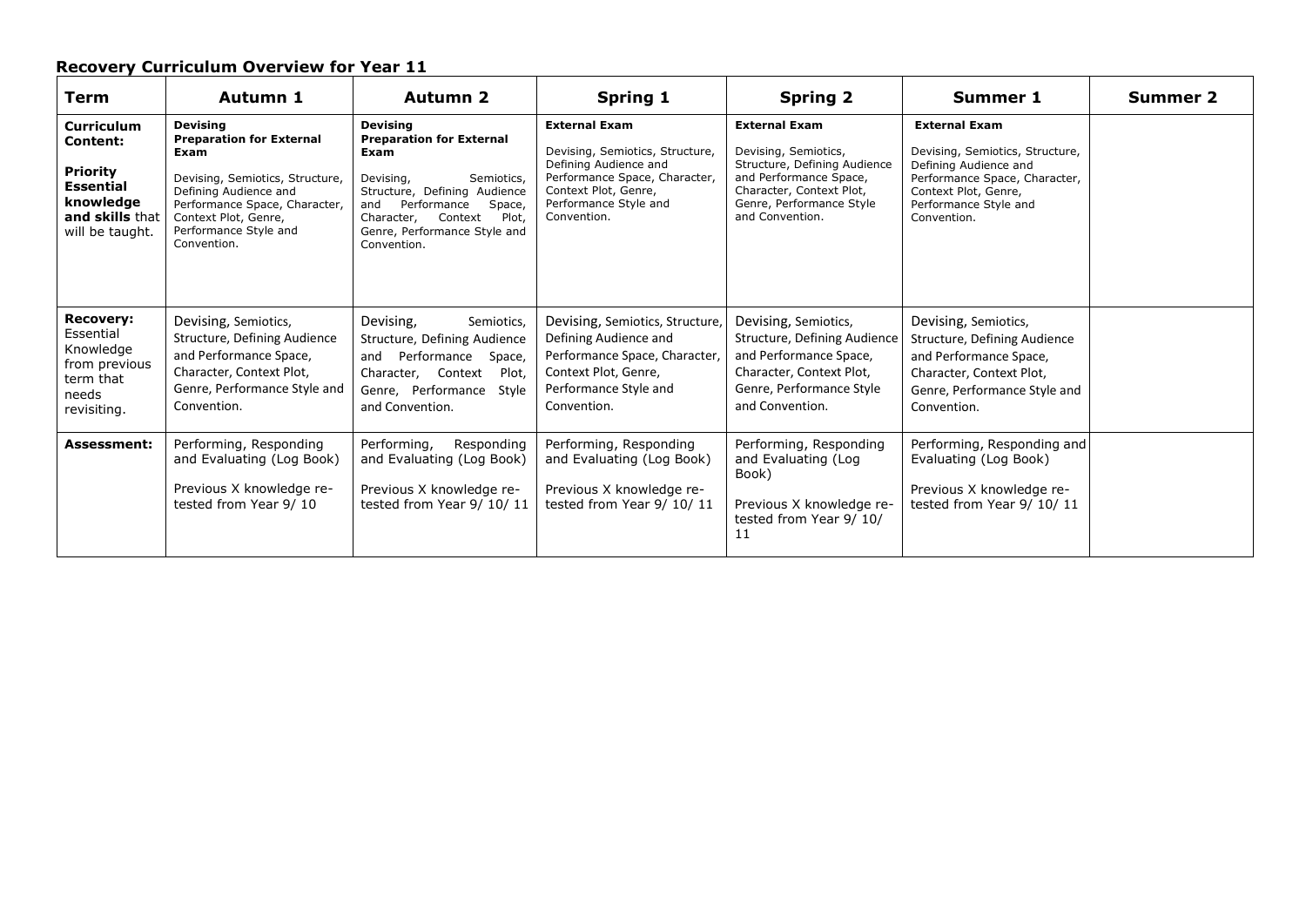## Recovery Curriculum Overview for Year 11

| Term | Autumn 1 | Autumn 2 | Spring 1 | Spring 2 | Summer 1 | Summer 2 |
|---|---|---|---|---|---|---|
| **Curriculum Content:** **Priority Essential knowledge and skills** that will be taught. | **Devising** **Preparation for External Exam** Devising, Semiotics, Structure, Defining Audience and Performance Space, Character, Context Plot, Genre, Performance Style and Convention. | **Devising** **Preparation for External Exam** Devising, Semiotics, Structure, Defining Audience and Performance Space, Character, Context Plot, Genre, Performance Style and Convention. | **External Exam** Devising, Semiotics, Structure, Defining Audience and Performance Space, Character, Context Plot, Genre, Performance Style and Convention. | **External Exam** Devising, Semiotics, Structure, Defining Audience and Performance Space, Character, Context Plot, Genre, Performance Style and Convention. | **External Exam** Devising, Semiotics, Structure, Defining Audience and Performance Space, Character, Context Plot, Genre, Performance Style and Convention. | |
| **Recovery:** Essential Knowledge from previous term that needs revisiting. | Devising, Semiotics, Structure, Defining Audience and Performance Space, Character, Context Plot, Genre, Performance Style and Convention. | Devising, Semiotics, Structure, Defining Audience and Performance Space, Character, Context Plot, Genre, Performance Style and Convention. | Devising, Semiotics, Structure, Defining Audience and Performance Space, Character, Context Plot, Genre, Performance Style and Convention. | Devising, Semiotics, Structure, Defining Audience and Performance Space, Character, Context Plot, Genre, Performance Style and Convention. | Devising, Semiotics, Structure, Defining Audience and Performance Space, Character, Context Plot, Genre, Performance Style and Convention. | |
| **Assessment:** | Performing, Responding and Evaluating (Log Book) Previous X knowledge re-tested from Year 9/ 10 | Performing, Responding and Evaluating (Log Book) Previous X knowledge re-tested from Year 9/ 10/ 11 | Performing, Responding and Evaluating (Log Book) Previous X knowledge re-tested from Year 9/ 10/ 11 | Performing, Responding and Evaluating (Log Book) Previous X knowledge re-tested from Year 9/ 10/ 11 | Performing, Responding and Evaluating (Log Book) Previous X knowledge re-tested from Year 9/ 10/ 11 | |